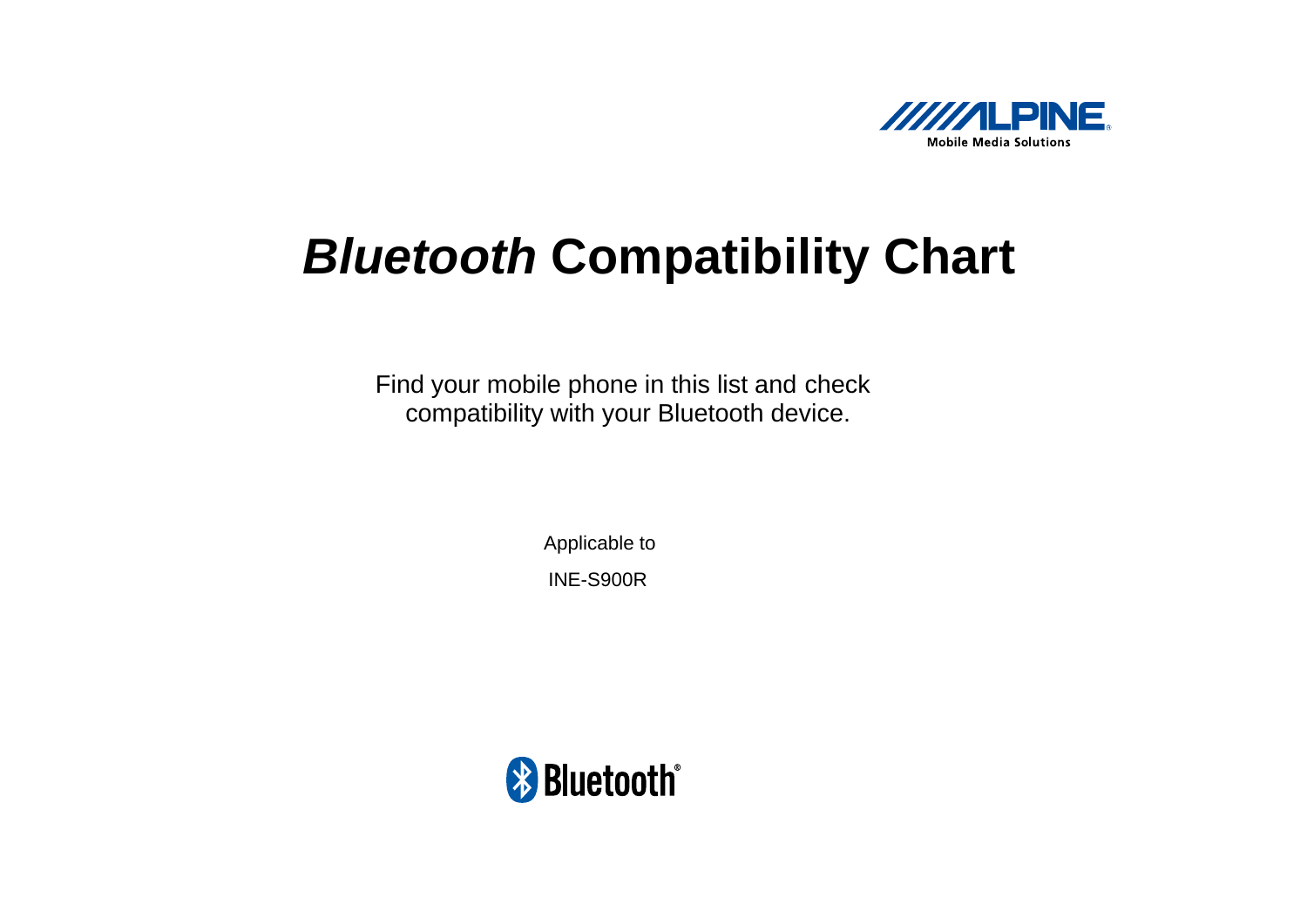ALPINE
Mobile Media Solutions

# *Bluetooth* Compatibility Chart

Find your mobile phone in this list and check compatibility with your Bluetooth device.

Applicable to

INE-S900R

Bluetooth®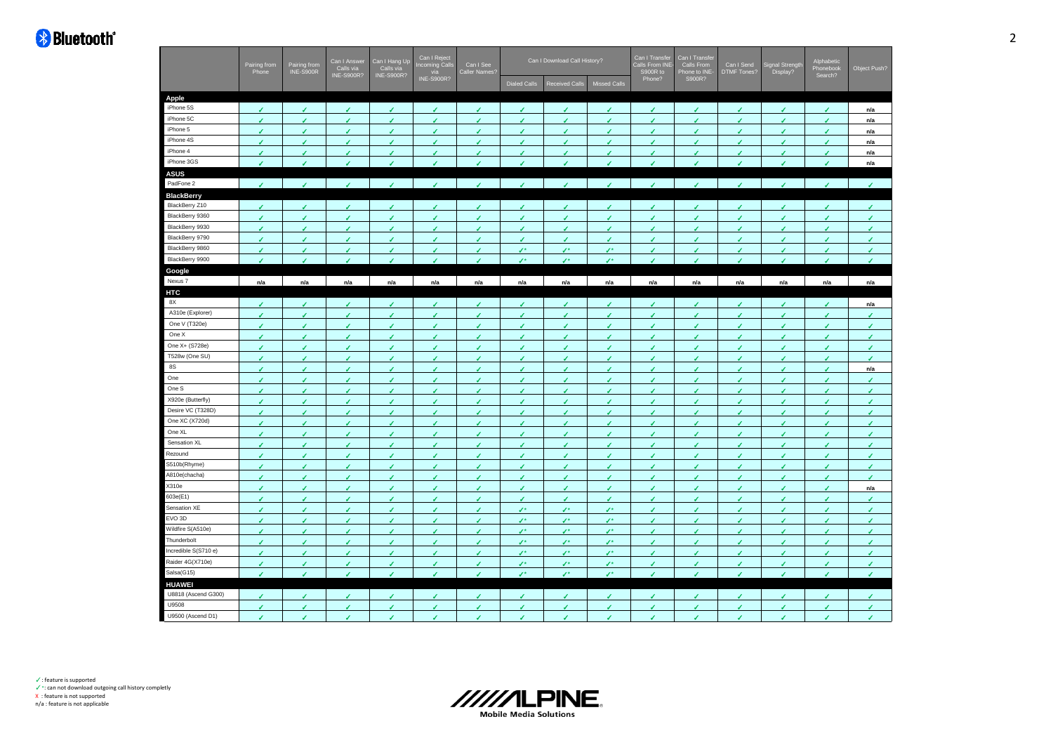| | Pairing from Phone | Pairing from INE-S900R | Can I Answer Calls via INE-S900R? | Can I Hang Up Calls via INE-S900R? | Can I Reject Incoming Calls via INE-S900R? | Can I See Caller Names? | Can I Download Call History? | | | Can I Transfer Calls From INE-S900R to Phone? | Can I Transfer Calls From Phone to INE-S900R? | Can I Send DTMF Tones? | Signal Strength Display? | Alphabetic Phonebook Search? | Object Push? |
|---|---|---|---|---|---|---|---|---|---|---|---|---|---|---|---|
| | | | | | | | Dialed Calls | Received Calls | Missed Calls | | | | | | |
| **Apple** | | | | | | | | | | | | | | | |
| iPhone 5S | ✓ | ✓ | ✓ | ✓ | ✓ | ✓ | ✓ | ✓ | ✓ | ✓ | ✓ | ✓ | ✓ | ✓ | n/a |
| iPhone 5C | ✓ | ✓ | ✓ | ✓ | ✓ | ✓ | ✓ | ✓ | ✓ | ✓ | ✓ | ✓ | ✓ | ✓ | n/a |
| iPhone 5 | ✓ | ✓ | ✓ | ✓ | ✓ | ✓ | ✓ | ✓ | ✓ | ✓ | ✓ | ✓ | ✓ | ✓ | n/a |
| iPhone 4S | ✓ | ✓ | ✓ | ✓ | ✓ | ✓ | ✓ | ✓ | ✓ | ✓ | ✓ | ✓ | ✓ | ✓ | n/a |
| iPhone 4 | ✓ | ✓ | ✓ | ✓ | ✓ | ✓ | ✓ | ✓ | ✓ | ✓ | ✓ | ✓ | ✓ | ✓ | n/a |
| iPhone 3GS | ✓ | ✓ | ✓ | ✓ | ✓ | ✓ | ✓ | ✓ | ✓ | ✓ | ✓ | ✓ | ✓ | ✓ | n/a |
| **ASUS** | | | | | | | | | | | | | | | |
| PadFone 2 | ✓ | ✓ | ✓ | ✓ | ✓ | ✓ | ✓ | ✓ | ✓ | ✓ | ✓ | ✓ | ✓ | ✓ | ✓ |
| **BlackBerry** | | | | | | | | | | | | | | | |
| BlackBerry Z10 | ✓ | ✓ | ✓ | ✓ | ✓ | ✓ | ✓ | ✓ | ✓ | ✓ | ✓ | ✓ | ✓ | ✓ | ✓ |
| BlackBerry 9360 | ✓ | ✓ | ✓ | ✓ | ✓ | ✓ | ✓ | ✓ | ✓ | ✓ | ✓ | ✓ | ✓ | ✓ | ✓ |
| BlackBerry 9930 | ✓ | ✓ | ✓ | ✓ | ✓ | ✓ | ✓ | ✓ | ✓ | ✓ | ✓ | ✓ | ✓ | ✓ | ✓ |
| BlackBerry 9790 | ✓ | ✓ | ✓ | ✓ | ✓ | ✓ | ✓ | ✓ | ✓ | ✓ | ✓ | ✓ | ✓ | ✓ | ✓ |
| BlackBerry 9860 | ✓ | ✓ | ✓ | ✓ | ✓ | ✓ | ✓* | ✓* | ✓* | ✓ | ✓ | ✓ | ✓ | ✓ | ✓ |
| BlackBerry 9900 | ✓ | ✓ | ✓ | ✓ | ✓ | ✓ | ✓* | ✓* | ✓* | ✓ | ✓ | ✓ | ✓ | ✓ | ✓ |
| **Google** | | | | | | | | | | | | | | | |
| Nexus 7 | n/a | n/a | n/a | n/a | n/a | n/a | n/a | n/a | n/a | n/a | n/a | n/a | n/a | n/a | n/a |
| **HTC** | | | | | | | | | | | | | | | |
| 8X | ✓ | ✓ | ✓ | ✓ | ✓ | ✓ | ✓ | ✓ | ✓ | ✓ | ✓ | ✓ | ✓ | ✓ | n/a |
| A310e (Explorer) | ✓ | ✓ | ✓ | ✓ | ✓ | ✓ | ✓ | ✓ | ✓ | ✓ | ✓ | ✓ | ✓ | ✓ | ✓ |
| One V (T320e) | ✓ | ✓ | ✓ | ✓ | ✓ | ✓ | ✓ | ✓ | ✓ | ✓ | ✓ | ✓ | ✓ | ✓ | ✓ |
| One X | ✓ | ✓ | ✓ | ✓ | ✓ | ✓ | ✓ | ✓ | ✓ | ✓ | ✓ | ✓ | ✓ | ✓ | ✓ |
| One X+ (S728e) | ✓ | ✓ | ✓ | ✓ | ✓ | ✓ | ✓ | ✓ | ✓ | ✓ | ✓ | ✓ | ✓ | ✓ | ✓ |
| T528w (One SU) | ✓ | ✓ | ✓ | ✓ | ✓ | ✓ | ✓ | ✓ | ✓ | ✓ | ✓ | ✓ | ✓ | ✓ | ✓ |
| 8S | ✓ | ✓ | ✓ | ✓ | ✓ | ✓ | ✓ | ✓ | ✓ | ✓ | ✓ | ✓ | ✓ | ✓ | n/a |
| One | ✓ | ✓ | ✓ | ✓ | ✓ | ✓ | ✓ | ✓ | ✓ | ✓ | ✓ | ✓ | ✓ | ✓ | ✓ |
| One S | ✓ | ✓ | ✓ | ✓ | ✓ | ✓ | ✓ | ✓ | ✓ | ✓ | ✓ | ✓ | ✓ | ✓ | ✓ |
| X920e (Butterfly) | ✓ | ✓ | ✓ | ✓ | ✓ | ✓ | ✓ | ✓ | ✓ | ✓ | ✓ | ✓ | ✓ | ✓ | ✓ |
| Desire VC (T328D) | ✓ | ✓ | ✓ | ✓ | ✓ | ✓ | ✓ | ✓ | ✓ | ✓ | ✓ | ✓ | ✓ | ✓ | ✓ |
| One XC (X720d) | ✓ | ✓ | ✓ | ✓ | ✓ | ✓ | ✓ | ✓ | ✓ | ✓ | ✓ | ✓ | ✓ | ✓ | ✓ |
| One XL | ✓ | ✓ | ✓ | ✓ | ✓ | ✓ | ✓ | ✓ | ✓ | ✓ | ✓ | ✓ | ✓ | ✓ | ✓ |
| Sensation XL | ✓ | ✓ | ✓ | ✓ | ✓ | ✓ | ✓ | ✓ | ✓ | ✓ | ✓ | ✓ | ✓ | ✓ | ✓ |
| Rezound | ✓ | ✓ | ✓ | ✓ | ✓ | ✓ | ✓ | ✓ | ✓ | ✓ | ✓ | ✓ | ✓ | ✓ | ✓ |
| S510b(Rhyme) | ✓ | ✓ | ✓ | ✓ | ✓ | ✓ | ✓ | ✓ | ✓ | ✓ | ✓ | ✓ | ✓ | ✓ | ✓ |
| A810e(chacha) | ✓ | ✓ | ✓ | ✓ | ✓ | ✓ | ✓ | ✓ | ✓ | ✓ | ✓ | ✓ | ✓ | ✓ | ✓ |
| X310e | ✓ | ✓ | ✓ | ✓ | ✓ | ✓ | ✓ | ✓ | ✓ | ✓ | ✓ | ✓ | ✓ | ✓ | n/a |
| 603e(E1) | ✓ | ✓ | ✓ | ✓ | ✓ | ✓ | ✓ | ✓ | ✓ | ✓ | ✓ | ✓ | ✓ | ✓ | ✓ |
| Sensation XE | ✓ | ✓ | ✓ | ✓ | ✓ | ✓ | ✓* | ✓* | ✓* | ✓ | ✓ | ✓ | ✓ | ✓ | ✓ |
| EVO 3D | ✓ | ✓ | ✓ | ✓ | ✓ | ✓ | ✓* | ✓* | ✓* | ✓ | ✓ | ✓ | ✓ | ✓ | ✓ |
| Wildfire S(A510e) | ✓ | ✓ | ✓ | ✓ | ✓ | ✓ | ✓* | ✓* | ✓* | ✓ | ✓ | ✓ | ✓ | ✓ | ✓ |
| Thunderbolt | ✓ | ✓ | ✓ | ✓ | ✓ | ✓ | ✓* | ✓* | ✓* | ✓ | ✓ | ✓ | ✓ | ✓ | ✓ |
| Incredible S(S710 e) | ✓ | ✓ | ✓ | ✓ | ✓ | ✓ | ✓* | ✓* | ✓* | ✓ | ✓ | ✓ | ✓ | ✓ | ✓ |
| Raider 4G(X710e) | ✓ | ✓ | ✓ | ✓ | ✓ | ✓ | ✓* | ✓* | ✓* | ✓ | ✓ | ✓ | ✓ | ✓ | ✓ |
| Salsa(G15) | ✓ | ✓ | ✓ | ✓ | ✓ | ✓ | ✓* | ✓* | ✓* | ✓ | ✓ | ✓ | ✓ | ✓ | ✓ |
| **HUAWEI** | | | | | | | | | | | | | | | |
| U8818 (Ascend G300) | ✓ | ✓ | ✓ | ✓ | ✓ | ✓ | ✓ | ✓ | ✓ | ✓ | ✓ | ✓ | ✓ | ✓ | ✓ |
| U9508 | ✓ | ✓ | ✓ | ✓ | ✓ | ✓ | ✓ | ✓ | ✓ | ✓ | ✓ | ✓ | ✓ | ✓ | ✓ |
| U9500 (Ascend D1) | ✓ | ✓ | ✓ | ✓ | ✓ | ✓ | ✓ | ✓ | ✓ | ✓ | ✓ | ✓ | ✓ | ✓ | ✓ |

✓ : feature is supported
✓*: can not download outgoing call history completly
X : feature is not supported
n/a : feature is not applicable

ALPINE Mobile Media Solutions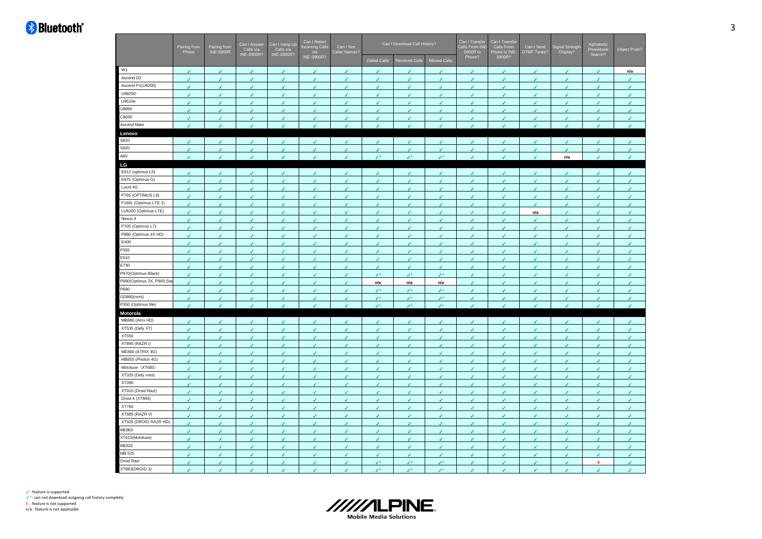| | Pairing from Phone | Pairing from INE-S900R | Can I Answer Calls via INE-S900R? | Can I Hang Up Calls via INE-S900R? | Can I Reject Incoming Calls via INE-S900R? | Can I See Caller Names? | Can I Download Call History? | | | Can I Transfer Calls From INE-S900R to Phone? | Can I Transfer Calls From Phone to INE-S900R? | Can I Send DTMF Tones? | Signal Strength Display? | Alphabetic Phonebook Search? | Object Push? |
|---|---|---|---|---|---|---|---|---|---|---|---|---|---|---|---|
| | | | | | | | Dialed Calls | Received Calls | Missed Calls | | | | | | |
| W1 | ✓ | ✓ | ✓ | ✓ | ✓ | ✓ | ✓ | ✓ | ✓ | ✓ | ✓ | ✓ | ✓ | ✓ | n/a |
| Ascend D2 | ✓ | ✓ | ✓ | ✓ | ✓ | ✓ | ✓ | ✓ | ✓ | ✓ | ✓ | ✓ | ✓ | ✓ | ✓ |
| Ascend P1(U9200) | ✓ | ✓ | ✓ | ✓ | ✓ | ✓ | ✓ | ✓ | ✓ | ✓ | ✓ | ✓ | ✓ | ✓ | ✓ |
| U8825D | ✓ | ✓ | ✓ | ✓ | ✓ | ✓ | ✓ | ✓ | ✓ | ✓ | ✓ | ✓ | ✓ | ✓ | ✓ |
| U9510e | ✓ | ✓ | ✓ | ✓ | ✓ | ✓ | ✓ | ✓ | ✓ | ✓ | ✓ | ✓ | ✓ | ✓ | ✓ |
| U8860 | ✓ | ✓ | ✓ | ✓ | ✓ | ✓ | ✓ | ✓ | ✓ | ✓ | ✓ | ✓ | ✓ | ✓ | ✓ |
| C8650 | ✓ | ✓ | ✓ | ✓ | ✓ | ✓ | ✓ | ✓ | ✓ | ✓ | ✓ | ✓ | ✓ | ✓ | ✓ |
| Ascend Mate | ✓ | ✓ | ✓ | ✓ | ✓ | ✓ | ✓ | ✓ | ✓ | ✓ | ✓ | ✓ | ✓ | ✓ | ✓ |
| **Lenovo** | | | | | | | | | | | | | | | |
| S820 | ✓ | ✓ | ✓ | ✓ | ✓ | ✓ | ✓ | ✓ | ✓ | ✓ | ✓ | ✓ | ✓ | ✓ | ✓ |
| S920 | ✓ | ✓ | ✓ | ✓ | ✓ | ✓ | ✓ | ✓ | ✓ | ✓ | ✓ | ✓ | ✓ | ✓ | ✓ |
| A60 | ✓ | ✓ | ✓ | ✓ | ✓ | ✓ | ✓* | ✓* | ✓* | ✓ | ✓ | ✓ | n/a | ✓ | ✓ |
| **LG** | | | | | | | | | | | | | | | |
| E612 (optimus L5) | ✓ | ✓ | ✓ | ✓ | ✓ | ✓ | ✓ | ✓ | ✓ | ✓ | ✓ | ✓ | ✓ | ✓ | ✓ |
| E975 (Optimus G) | ✓ | ✓ | ✓ | ✓ | ✓ | ✓ | ✓ | ✓ | ✓ | ✓ | ✓ | ✓ | ✓ | ✓ | ✓ |
| Lucid 4G | ✓ | ✓ | ✓ | ✓ | ✓ | ✓ | ✓ | ✓ | ✓ | ✓ | ✓ | ✓ | ✓ | ✓ | ✓ |
| P765 (OPTIMUS L9) | ✓ | ✓ | ✓ | ✓ | ✓ | ✓ | ✓ | ✓ | ✓ | ✓ | ✓ | ✓ | ✓ | ✓ | ✓ |
| F160L (Optimus LTE 2) | ✓ | ✓ | ✓ | ✓ | ✓ | ✓ | ✓ | ✓ | ✓ | ✓ | ✓ | ✓ | ✓ | ✓ | ✓ |
| LU6200 (Optimus LTE) | ✓ | ✓ | ✓ | ✓ | ✓ | ✓ | ✓ | ✓ | ✓ | ✓ | ✓ | n/a | ✓ | ✓ | ✓ |
| Nexus 4 | ✓ | ✓ | ✓ | ✓ | ✓ | ✓ | ✓ | ✓ | ✓ | ✓ | ✓ | ✓ | ✓ | ✓ | ✓ |
| P705 (Optimus L7) | ✓ | ✓ | ✓ | ✓ | ✓ | ✓ | ✓ | ✓ | ✓ | ✓ | ✓ | ✓ | ✓ | ✓ | ✓ |
| P880 (Optimus 4X HD) | ✓ | ✓ | ✓ | ✓ | ✓ | ✓ | ✓ | ✓ | ✓ | ✓ | ✓ | ✓ | ✓ | ✓ | ✓ |
| E400 | ✓ | ✓ | ✓ | ✓ | ✓ | ✓ | ✓ | ✓ | ✓ | ✓ | ✓ | ✓ | ✓ | ✓ | ✓ |
| P355 | ✓ | ✓ | ✓ | ✓ | ✓ | ✓ | ✓ | ✓ | ✓ | ✓ | ✓ | ✓ | ✓ | ✓ | ✓ |
| E510 | ✓ | ✓ | ✓ | ✓ | ✓ | ✓ | ✓ | ✓ | ✓ | ✓ | ✓ | ✓ | ✓ | ✓ | ✓ |
| E730 | ✓ | ✓ | ✓ | ✓ | ✓ | ✓ | ✓ | ✓ | ✓ | ✓ | ✓ | ✓ | ✓ | ✓ | ✓ |
| P970(Optimus Black) | ✓ | ✓ | ✓ | ✓ | ✓ | ✓ | ✓* | ✓* | ✓* | ✓ | ✓ | ✓ | ✓ | ✓ | ✓ |
| P990(Optimus 2X, P993,Sta | ✓ | ✓ | ✓ | ✓ | ✓ | ✓ | n/a | n/a | n/a | ✓ | ✓ | ✓ | ✓ | ✓ | ✓ |
| P690 | ✓ | ✓ | ✓ | ✓ | ✓ | ✓ | ✓* | ✓* | ✓* | ✓ | ✓ | ✓ | ✓ | ✓ | ✓ |
| GD880(mini) | ✓ | ✓ | ✓ | ✓ | ✓ | ✓ | ✓* | ✓* | ✓* | ✓ | ✓ | ✓ | ✓ | ✓ | ✓ |
| P350 (Optimus Me) | ✓ | ✓ | ✓ | ✓ | ✓ | ✓ | ✓* | ✓* | ✓* | ✓ | ✓ | ✓ | ✓ | ✓ | ✓ |
| **Motorola** | | | | | | | | | | | | | | | |
| MB886 (Atrix HD) | ✓ | ✓ | ✓ | ✓ | ✓ | ✓ | ✓ | ✓ | ✓ | ✓ | ✓ | ✓ | ✓ | ✓ | ✓ |
| XT535 (Defy XT) | ✓ | ✓ | ✓ | ✓ | ✓ | ✓ | ✓ | ✓ | ✓ | ✓ | ✓ | ✓ | ✓ | ✓ | ✓ |
| XT550 | ✓ | ✓ | ✓ | ✓ | ✓ | ✓ | ✓ | ✓ | ✓ | ✓ | ✓ | ✓ | ✓ | ✓ | ✓ |
| XT890 (RAZR i) | ✓ | ✓ | ✓ | ✓ | ✓ | ✓ | ✓ | ✓ | ✓ | ✓ | ✓ | ✓ | ✓ | ✓ | ✓ |
| ME860 (ATRIX 4G) | ✓ | ✓ | ✓ | ✓ | ✓ | ✓ | ✓ | ✓ | ✓ | ✓ | ✓ | ✓ | ✓ | ✓ | ✓ |
| MB855 (Photon 4G) | ✓ | ✓ | ✓ | ✓ | ✓ | ✓ | ✓ | ✓ | ✓ | ✓ | ✓ | ✓ | ✓ | ✓ | ✓ |
| Motoluxe（XT685） | ✓ | ✓ | ✓ | ✓ | ✓ | ✓ | ✓ | ✓ | ✓ | ✓ | ✓ | ✓ | ✓ | ✓ | ✓ |
| XT320 (Defy mini) | ✓ | ✓ | ✓ | ✓ | ✓ | ✓ | ✓ | ✓ | ✓ | ✓ | ✓ | ✓ | ✓ | ✓ | ✓ |
| XT390 | ✓ | ✓ | ✓ | ✓ | ✓ | ✓ | ✓ | ✓ | ✓ | ✓ | ✓ | ✓ | ✓ | ✓ | ✓ |
| XT910 (Droid Razr) | ✓ | ✓ | ✓ | ✓ | ✓ | ✓ | ✓ | ✓ | ✓ | ✓ | ✓ | ✓ | ✓ | ✓ | ✓ |
| Droid 4 (XT894) | ✓ | ✓ | ✓ | ✓ | ✓ | ✓ | ✓ | ✓ | ✓ | ✓ | ✓ | ✓ | ✓ | ✓ | ✓ |
| XT760 | ✓ | ✓ | ✓ | ✓ | ✓ | ✓ | ✓ | ✓ | ✓ | ✓ | ✓ | ✓ | ✓ | ✓ | ✓ |
| XT885 (RAZR V) | ✓ | ✓ | ✓ | ✓ | ✓ | ✓ | ✓ | ✓ | ✓ | ✓ | ✓ | ✓ | ✓ | ✓ | ✓ |
| XT926 (DROID RAZR HD) | ✓ | ✓ | ✓ | ✓ | ✓ | ✓ | ✓ | ✓ | ✓ | ✓ | ✓ | ✓ | ✓ | ✓ | ✓ |
| ME863 | ✓ | ✓ | ✓ | ✓ | ✓ | ✓ | ✓ | ✓ | ✓ | ✓ | ✓ | ✓ | ✓ | ✓ | ✓ |
| XT615(Motoluxe) | ✓ | ✓ | ✓ | ✓ | ✓ | ✓ | ✓ | ✓ | ✓ | ✓ | ✓ | ✓ | ✓ | ✓ | ✓ |
| ME632 | ✓ | ✓ | ✓ | ✓ | ✓ | ✓ | ✓ | ✓ | ✓ | ✓ | ✓ | ✓ | ✓ | ✓ | ✓ |
| MB 525 | ✓ | ✓ | ✓ | ✓ | ✓ | ✓ | ✓ | ✓ | ✓ | ✓ | ✓ | ✓ | ✓ | ✓ | ✓ |
| Droid Razr | ✓ | ✓ | ✓ | ✓ | ✓ | ✓ | ✓* | ✓* | ✓* | ✓ | ✓ | ✓ | ✓ | X | ✓ |
| XT883(DROID 3) | ✓ | ✓ | ✓ | ✓ | ✓ | ✓ | ✓* | ✓* | ✓* | ✓ | ✓ | ✓ | ✓ | ✓ | ✓ |

✓: feature is supported
✓*: can not download outgoing call history completly
X : feature is not supported
n/a : feature is not applicable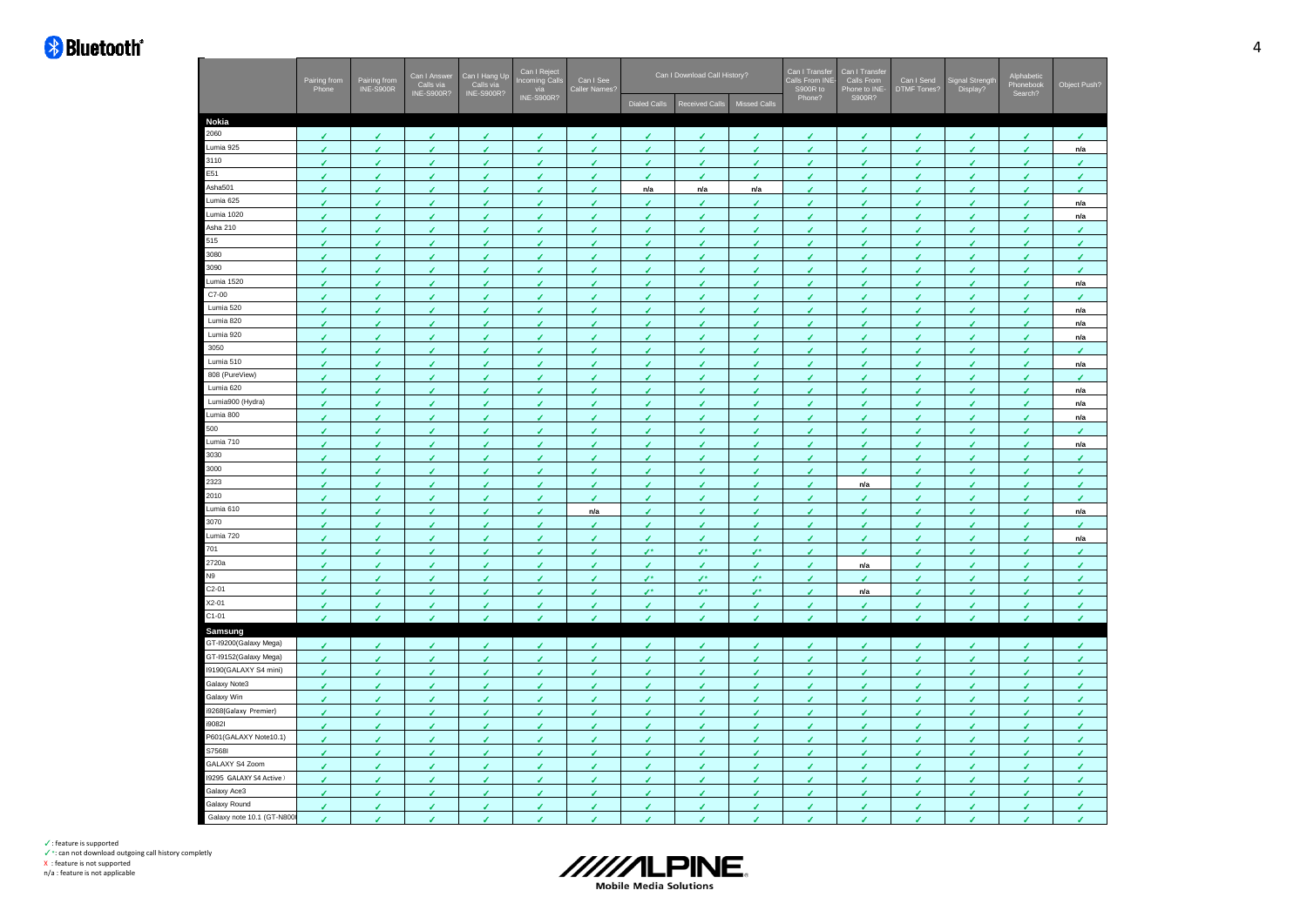| | Pairing from Phone | Pairing from INE-S900R | Can I Answer Calls via INE-S900R? | Can I Hang Up Calls via INE-S900R? | Can I Reject Incoming Calls via INE-S900R? | Can I See Caller Names? | Can I Download Call History? | | | Can I Transfer Calls From INE-S900R to Phone? | Can I Transfer Calls From Phone to INE-S900R? | Can I Send DTMF Tones? | Signal Strength Display? | Alphabetic Phonebook Search? | Object Push? |
|---|---|---|---|---|---|---|---|---|---|---|---|---|---|---|---|
| | | | | | | | Dialed Calls | Received Calls | Missed Calls | | | | | | |
| **Nokia** | | | | | | | | | | | | | | | |
| 2060 | ✓ | ✓ | ✓ | ✓ | ✓ | ✓ | ✓ | ✓ | ✓ | ✓ | ✓ | ✓ | ✓ | ✓ | ✓ |
| Lumia 925 | ✓ | ✓ | ✓ | ✓ | ✓ | ✓ | ✓ | ✓ | ✓ | ✓ | ✓ | ✓ | ✓ | ✓ | n/a |
| 3110 | ✓ | ✓ | ✓ | ✓ | ✓ | ✓ | ✓ | ✓ | ✓ | ✓ | ✓ | ✓ | ✓ | ✓ | ✓ |
| E51 | ✓ | ✓ | ✓ | ✓ | ✓ | ✓ | ✓ | ✓ | ✓ | ✓ | ✓ | ✓ | ✓ | ✓ | ✓ |
| Asha501 | ✓ | ✓ | ✓ | ✓ | ✓ | ✓ | n/a | n/a | n/a | ✓ | ✓ | ✓ | ✓ | ✓ | ✓ |
| Lumia 625 | ✓ | ✓ | ✓ | ✓ | ✓ | ✓ | ✓ | ✓ | ✓ | ✓ | ✓ | ✓ | ✓ | ✓ | n/a |
| Lumia 1020 | ✓ | ✓ | ✓ | ✓ | ✓ | ✓ | ✓ | ✓ | ✓ | ✓ | ✓ | ✓ | ✓ | ✓ | n/a |
| Asha 210 | ✓ | ✓ | ✓ | ✓ | ✓ | ✓ | ✓ | ✓ | ✓ | ✓ | ✓ | ✓ | ✓ | ✓ | ✓ |
| 515 | ✓ | ✓ | ✓ | ✓ | ✓ | ✓ | ✓ | ✓ | ✓ | ✓ | ✓ | ✓ | ✓ | ✓ | ✓ |
| 3080 | ✓ | ✓ | ✓ | ✓ | ✓ | ✓ | ✓ | ✓ | ✓ | ✓ | ✓ | ✓ | ✓ | ✓ | ✓ |
| 3090 | ✓ | ✓ | ✓ | ✓ | ✓ | ✓ | ✓ | ✓ | ✓ | ✓ | ✓ | ✓ | ✓ | ✓ | ✓ |
| Lumia 1520 | ✓ | ✓ | ✓ | ✓ | ✓ | ✓ | ✓ | ✓ | ✓ | ✓ | ✓ | ✓ | ✓ | ✓ | n/a |
| C7-00 | ✓ | ✓ | ✓ | ✓ | ✓ | ✓ | ✓ | ✓ | ✓ | ✓ | ✓ | ✓ | ✓ | ✓ | ✓ |
| Lumia 520 | ✓ | ✓ | ✓ | ✓ | ✓ | ✓ | ✓ | ✓ | ✓ | ✓ | ✓ | ✓ | ✓ | ✓ | n/a |
| Lumia 820 | ✓ | ✓ | ✓ | ✓ | ✓ | ✓ | ✓ | ✓ | ✓ | ✓ | ✓ | ✓ | ✓ | ✓ | n/a |
| Lumia 920 | ✓ | ✓ | ✓ | ✓ | ✓ | ✓ | ✓ | ✓ | ✓ | ✓ | ✓ | ✓ | ✓ | ✓ | n/a |
| 3050 | ✓ | ✓ | ✓ | ✓ | ✓ | ✓ | ✓ | ✓ | ✓ | ✓ | ✓ | ✓ | ✓ | ✓ | ✓ |
| Lumia 510 | ✓ | ✓ | ✓ | ✓ | ✓ | ✓ | ✓ | ✓ | ✓ | ✓ | ✓ | ✓ | ✓ | ✓ | n/a |
| 808 (PureView) | ✓ | ✓ | ✓ | ✓ | ✓ | ✓ | ✓ | ✓ | ✓ | ✓ | ✓ | ✓ | ✓ | ✓ | ✓ |
| Lumia 620 | ✓ | ✓ | ✓ | ✓ | ✓ | ✓ | ✓ | ✓ | ✓ | ✓ | ✓ | ✓ | ✓ | ✓ | n/a |
| Lumia900 (Hydra) | ✓ | ✓ | ✓ | ✓ | ✓ | ✓ | ✓ | ✓ | ✓ | ✓ | ✓ | ✓ | ✓ | ✓ | n/a |
| Lumia 800 | ✓ | ✓ | ✓ | ✓ | ✓ | ✓ | ✓ | ✓ | ✓ | ✓ | ✓ | ✓ | ✓ | ✓ | n/a |
| 500 | ✓ | ✓ | ✓ | ✓ | ✓ | ✓ | ✓ | ✓ | ✓ | ✓ | ✓ | ✓ | ✓ | ✓ | ✓ |
| Lumia 710 | ✓ | ✓ | ✓ | ✓ | ✓ | ✓ | ✓ | ✓ | ✓ | ✓ | ✓ | ✓ | ✓ | ✓ | n/a |
| 3030 | ✓ | ✓ | ✓ | ✓ | ✓ | ✓ | ✓ | ✓ | ✓ | ✓ | ✓ | ✓ | ✓ | ✓ | ✓ |
| 3000 | ✓ | ✓ | ✓ | ✓ | ✓ | ✓ | ✓ | ✓ | ✓ | ✓ | ✓ | ✓ | ✓ | ✓ | ✓ |
| 2323 | ✓ | ✓ | ✓ | ✓ | ✓ | ✓ | ✓ | ✓ | ✓ | ✓ | n/a | ✓ | ✓ | ✓ | ✓ |
| 2010 | ✓ | ✓ | ✓ | ✓ | ✓ | ✓ | ✓ | ✓ | ✓ | ✓ | ✓ | ✓ | ✓ | ✓ | ✓ |
| Lumia 610 | ✓ | ✓ | ✓ | ✓ | ✓ | n/a | ✓ | ✓ | ✓ | ✓ | ✓ | ✓ | ✓ | ✓ | n/a |
| 3070 | ✓ | ✓ | ✓ | ✓ | ✓ | ✓ | ✓ | ✓ | ✓ | ✓ | ✓ | ✓ | ✓ | ✓ | ✓ |
| Lumia 720 | ✓ | ✓ | ✓ | ✓ | ✓ | ✓ | ✓ | ✓ | ✓ | ✓ | ✓ | ✓ | ✓ | ✓ | n/a |
| 701 | ✓ | ✓ | ✓ | ✓ | ✓ | ✓ | ✓* | ✓* | ✓* | ✓ | ✓ | ✓ | ✓ | ✓ | ✓ |
| 2720a | ✓ | ✓ | ✓ | ✓ | ✓ | ✓ | ✓ | ✓ | ✓ | ✓ | n/a | ✓ | ✓ | ✓ | ✓ |
| N9 | ✓ | ✓ | ✓ | ✓ | ✓ | ✓ | ✓* | ✓* | ✓* | ✓ | ✓ | ✓ | ✓ | ✓ | ✓ |
| C2-01 | ✓ | ✓ | ✓ | ✓ | ✓ | ✓ | ✓* | ✓* | ✓* | ✓ | n/a | ✓ | ✓ | ✓ | ✓ |
| X2-01 | ✓ | ✓ | ✓ | ✓ | ✓ | ✓ | ✓ | ✓ | ✓ | ✓ | ✓ | ✓ | ✓ | ✓ | ✓ |
| C1-01 | ✓ | ✓ | ✓ | ✓ | ✓ | ✓ | ✓ | ✓ | ✓ | ✓ | ✓ | ✓ | ✓ | ✓ | ✓ |
| **Samsung** | | | | | | | | | | | | | | | |
| GT-I9200(Galaxy Mega) | ✓ | ✓ | ✓ | ✓ | ✓ | ✓ | ✓ | ✓ | ✓ | ✓ | ✓ | ✓ | ✓ | ✓ | ✓ |
| GT-I9152(Galaxy Mega) | ✓ | ✓ | ✓ | ✓ | ✓ | ✓ | ✓ | ✓ | ✓ | ✓ | ✓ | ✓ | ✓ | ✓ | ✓ |
| I9190(GALAXY S4 mini) | ✓ | ✓ | ✓ | ✓ | ✓ | ✓ | ✓ | ✓ | ✓ | ✓ | ✓ | ✓ | ✓ | ✓ | ✓ |
| Galaxy Note3 | ✓ | ✓ | ✓ | ✓ | ✓ | ✓ | ✓ | ✓ | ✓ | ✓ | ✓ | ✓ | ✓ | ✓ | ✓ |
| Galaxy Win | ✓ | ✓ | ✓ | ✓ | ✓ | ✓ | ✓ | ✓ | ✓ | ✓ | ✓ | ✓ | ✓ | ✓ | ✓ |
| i9268(Galaxy Premier) | ✓ | ✓ | ✓ | ✓ | ✓ | ✓ | ✓ | ✓ | ✓ | ✓ | ✓ | ✓ | ✓ | ✓ | ✓ |
| i9082I | ✓ | ✓ | ✓ | ✓ | ✓ | ✓ | ✓ | ✓ | ✓ | ✓ | ✓ | ✓ | ✓ | ✓ | ✓ |
| P601(GALAXY Note10.1) | ✓ | ✓ | ✓ | ✓ | ✓ | ✓ | ✓ | ✓ | ✓ | ✓ | ✓ | ✓ | ✓ | ✓ | ✓ |
| S7568I | ✓ | ✓ | ✓ | ✓ | ✓ | ✓ | ✓ | ✓ | ✓ | ✓ | ✓ | ✓ | ✓ | ✓ | ✓ |
| GALAXY S4 Zoom | ✓ | ✓ | ✓ | ✓ | ✓ | ✓ | ✓ | ✓ | ✓ | ✓ | ✓ | ✓ | ✓ | ✓ | ✓ |
| I9295 GALAXY S4 Active） | ✓ | ✓ | ✓ | ✓ | ✓ | ✓ | ✓ | ✓ | ✓ | ✓ | ✓ | ✓ | ✓ | ✓ | ✓ |
| Galaxy Ace3 | ✓ | ✓ | ✓ | ✓ | ✓ | ✓ | ✓ | ✓ | ✓ | ✓ | ✓ | ✓ | ✓ | ✓ | ✓ |
| Galaxy Round | ✓ | ✓ | ✓ | ✓ | ✓ | ✓ | ✓ | ✓ | ✓ | ✓ | ✓ | ✓ | ✓ | ✓ | ✓ |
| Galaxy note 10.1 (GT-N800 | ✓ | ✓ | ✓ | ✓ | ✓ | ✓ | ✓ | ✓ | ✓ | ✓ | ✓ | ✓ | ✓ | ✓ | ✓ |

✓: feature is supported
✓*: can not download outgoing call history completly
X : feature is not supported
n/a : feature is not applicable

ALPINE Mobile Media Solutions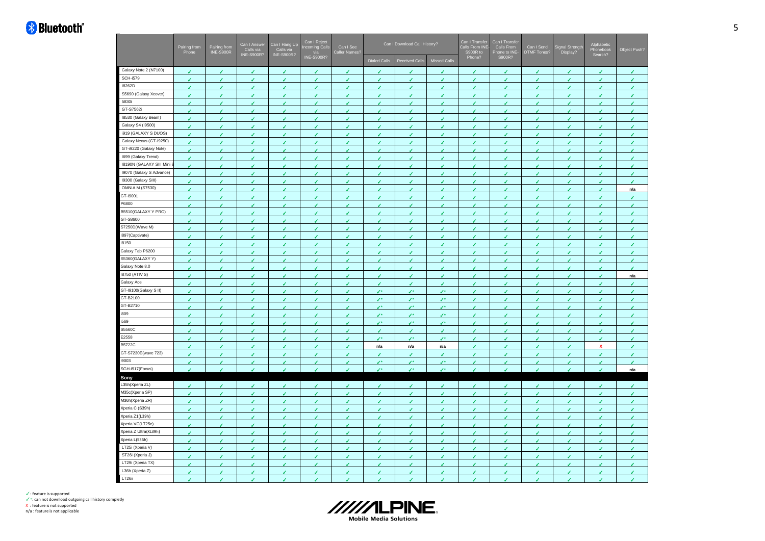| | Pairing from Phone | Pairing from INE-S900R | Can I Answer Calls via INE-S900R? | Can I Hang Up Calls via INE-S900R? | Can I Reject Incoming Calls via INE-S900R? | Can I See Caller Names? | Can I Download Call History? | | | Can I Transfer Calls From INE-S900R to Phone? | Can I Transfer Calls From Phone to INE-S900R? | Can I Send DTMF Tones? | Signal Strength Display? | Alphabetic Phonebook Search? | Object Push? |
|---|---|---|---|---|---|---|---|---|---|---|---|---|---|---|---|
| | | | | | | | Dialed Calls | Received Calls | Missed Calls | | | | | | |
| Galaxy Note 2 (N7100) | ✓ | ✓ | ✓ | ✓ | ✓ | ✓ | ✓ | ✓ | ✓ | ✓ | ✓ | ✓ | ✓ | ✓ | ✓ |
| SCH-i579 | ✓ | ✓ | ✓ | ✓ | ✓ | ✓ | ✓ | ✓ | ✓ | ✓ | ✓ | ✓ | ✓ | ✓ | ✓ |
| I8262D | ✓ | ✓ | ✓ | ✓ | ✓ | ✓ | ✓ | ✓ | ✓ | ✓ | ✓ | ✓ | ✓ | ✓ | ✓ |
| S5690 (Galaxy Xcover) | ✓ | ✓ | ✓ | ✓ | ✓ | ✓ | ✓ | ✓ | ✓ | ✓ | ✓ | ✓ | ✓ | ✓ | ✓ |
| 5830i | ✓ | ✓ | ✓ | ✓ | ✓ | ✓ | ✓ | ✓ | ✓ | ✓ | ✓ | ✓ | ✓ | ✓ | ✓ |
| GT-S7562i | ✓ | ✓ | ✓ | ✓ | ✓ | ✓ | ✓ | ✓ | ✓ | ✓ | ✓ | ✓ | ✓ | ✓ | ✓ |
| I8530 (Galaxy Beam) | ✓ | ✓ | ✓ | ✓ | ✓ | ✓ | ✓ | ✓ | ✓ | ✓ | ✓ | ✓ | ✓ | ✓ | ✓ |
| Galaxy S4 (I9500) | ✓ | ✓ | ✓ | ✓ | ✓ | ✓ | ✓ | ✓ | ✓ | ✓ | ✓ | ✓ | ✓ | ✓ | ✓ |
| i919 (GALAXY S DUOS) | ✓ | ✓ | ✓ | ✓ | ✓ | ✓ | ✓ | ✓ | ✓ | ✓ | ✓ | ✓ | ✓ | ✓ | ✓ |
| Galaxy Nexus (GT-I9250) | ✓ | ✓ | ✓ | ✓ | ✓ | ✓ | ✓ | ✓ | ✓ | ✓ | ✓ | ✓ | ✓ | ✓ | ✓ |
| GT-i9220 (Galaxy Note) | ✓ | ✓ | ✓ | ✓ | ✓ | ✓ | ✓ | ✓ | ✓ | ✓ | ✓ | ✓ | ✓ | ✓ | ✓ |
| I699 (Galaxy Trend) | ✓ | ✓ | ✓ | ✓ | ✓ | ✓ | ✓ | ✓ | ✓ | ✓ | ✓ | ✓ | ✓ | ✓ | ✓ |
| I8190N (GALAXY SIII Mini 8 | ✓ | ✓ | ✓ | ✓ | ✓ | ✓ | ✓ | ✓ | ✓ | ✓ | ✓ | ✓ | ✓ | ✓ | ✓ |
| I9070 (Galaxy S Advance) | ✓ | ✓ | ✓ | ✓ | ✓ | ✓ | ✓ | ✓ | ✓ | ✓ | ✓ | ✓ | ✓ | ✓ | ✓ |
| I9300 (Galaxy SIII) | ✓ | ✓ | ✓ | ✓ | ✓ | ✓ | ✓ | ✓ | ✓ | ✓ | ✓ | ✓ | ✓ | ✓ | ✓ |
| OMNIA M (S7530) | ✓ | ✓ | ✓ | ✓ | ✓ | ✓ | ✓ | ✓ | ✓ | ✓ | ✓ | ✓ | ✓ | ✓ | n/a |
| GT-I9001 | ✓ | ✓ | ✓ | ✓ | ✓ | ✓ | ✓ | ✓ | ✓ | ✓ | ✓ | ✓ | ✓ | ✓ | ✓ |
| P6800 | ✓ | ✓ | ✓ | ✓ | ✓ | ✓ | ✓ | ✓ | ✓ | ✓ | ✓ | ✓ | ✓ | ✓ | ✓ |
| B5510(GALAXY Y PRO) | ✓ | ✓ | ✓ | ✓ | ✓ | ✓ | ✓ | ✓ | ✓ | ✓ | ✓ | ✓ | ✓ | ✓ | ✓ |
| GT-S8600 | ✓ | ✓ | ✓ | ✓ | ✓ | ✓ | ✓ | ✓ | ✓ | ✓ | ✓ | ✓ | ✓ | ✓ | ✓ |
| S7250D(Wave M) | ✓ | ✓ | ✓ | ✓ | ✓ | ✓ | ✓ | ✓ | ✓ | ✓ | ✓ | ✓ | ✓ | ✓ | ✓ |
| I897(Captivate) | ✓ | ✓ | ✓ | ✓ | ✓ | ✓ | ✓ | ✓ | ✓ | ✓ | ✓ | ✓ | ✓ | ✓ | ✓ |
| I8150 | ✓ | ✓ | ✓ | ✓ | ✓ | ✓ | ✓ | ✓ | ✓ | ✓ | ✓ | ✓ | ✓ | ✓ | ✓ |
| Galaxy Tab P6200 | ✓ | ✓ | ✓ | ✓ | ✓ | ✓ | ✓ | ✓ | ✓ | ✓ | ✓ | ✓ | ✓ | ✓ | ✓ |
| S5360(GALAXY Y) | ✓ | ✓ | ✓ | ✓ | ✓ | ✓ | ✓ | ✓ | ✓ | ✓ | ✓ | ✓ | ✓ | ✓ | ✓ |
| Galaxy Note 8.0 | ✓ | ✓ | ✓ | ✓ | ✓ | ✓ | ✓ | ✓ | ✓ | ✓ | ✓ | ✓ | ✓ | ✓ | ✓ |
| I8750 (ATIV S) | ✓ | ✓ | ✓ | ✓ | ✓ | ✓ | ✓ | ✓ | ✓ | ✓ | ✓ | ✓ | ✓ | ✓ | n/a |
| Galaxy Ace | ✓ | ✓ | ✓ | ✓ | ✓ | ✓ | ✓ | ✓ | ✓ | ✓ | ✓ | ✓ | ✓ | ✓ | ✓ |
| GT-I9100(Galaxy S II) | ✓ | ✓ | ✓ | ✓ | ✓ | ✓ | ✓* | ✓* | ✓* | ✓ | ✓ | ✓ | ✓ | ✓ | ✓ |
| GT-B2100 | ✓ | ✓ | ✓ | ✓ | ✓ | ✓ | ✓* | ✓* | ✓* | ✓ | ✓ | ✓ | ✓ | ✓ | ✓ |
| GT-B2710 | ✓ | ✓ | ✓ | ✓ | ✓ | ✓ | ✓* | ✓* | ✓* | ✓ | ✓ | ✓ | ✓ | ✓ | ✓ |
| i809 | ✓ | ✓ | ✓ | ✓ | ✓ | ✓ | ✓* | ✓* | ✓* | ✓ | ✓ | ✓ | ✓ | ✓ | ✓ |
| i569 | ✓ | ✓ | ✓ | ✓ | ✓ | ✓ | ✓* | ✓* | ✓* | ✓ | ✓ | ✓ | ✓ | ✓ | ✓ |
| S5560C | ✓ | ✓ | ✓ | ✓ | ✓ | ✓ | ✓ | ✓ | ✓ | ✓ | ✓ | ✓ | ✓ | ✓ | ✓ |
| E2558 | ✓ | ✓ | ✓ | ✓ | ✓ | ✓ | ✓* | ✓* | ✓* | ✓ | ✓ | ✓ | ✓ | ✓ | ✓ |
| B5722C | ✓ | ✓ | ✓ | ✓ | ✓ | ✓ | n/a | n/a | n/a | ✓ | ✓ | ✓ | ✓ | X | ✓ |
| GT-S7230E(wave 723) | ✓ | ✓ | ✓ | ✓ | ✓ | ✓ | ✓ | ✓ | ✓ | ✓ | ✓ | ✓ | ✓ | ✓ | ✓ |
| i9003 | ✓ | ✓ | ✓ | ✓ | ✓ | ✓ | ✓* | ✓* | ✓* | ✓ | ✓ | ✓ | ✓ | ✓ | ✓ |
| SGH-i917(Focus) | ✓ | ✓ | ✓ | ✓ | ✓ | ✓ | ✓* | ✓* | ✓* | ✓ | ✓ | ✓ | ✓ | ✓ | n/a |
| **Sony** | | | | | | | | | | | | | | | |
| L35h(Xperia ZL) | ✓ | ✓ | ✓ | ✓ | ✓ | ✓ | ✓ | ✓ | ✓ | ✓ | ✓ | ✓ | ✓ | ✓ | ✓ |
| M35c(Xperia SP) | ✓ | ✓ | ✓ | ✓ | ✓ | ✓ | ✓ | ✓ | ✓ | ✓ | ✓ | ✓ | ✓ | ✓ | ✓ |
| M36h(Xperia ZR) | ✓ | ✓ | ✓ | ✓ | ✓ | ✓ | ✓ | ✓ | ✓ | ✓ | ✓ | ✓ | ✓ | ✓ | ✓ |
| Xperia C (S39h) | ✓ | ✓ | ✓ | ✓ | ✓ | ✓ | ✓ | ✓ | ✓ | ✓ | ✓ | ✓ | ✓ | ✓ | ✓ |
| Xperia Z1(L39h) | ✓ | ✓ | ✓ | ✓ | ✓ | ✓ | ✓ | ✓ | ✓ | ✓ | ✓ | ✓ | ✓ | ✓ | ✓ |
| Xperia VC(LT25c) | ✓ | ✓ | ✓ | ✓ | ✓ | ✓ | ✓ | ✓ | ✓ | ✓ | ✓ | ✓ | ✓ | ✓ | ✓ |
| Xperia Z Ultra(XL39h) | ✓ | ✓ | ✓ | ✓ | ✓ | ✓ | ✓ | ✓ | ✓ | ✓ | ✓ | ✓ | ✓ | ✓ | ✓ |
| Xperia L(S36h) | ✓ | ✓ | ✓ | ✓ | ✓ | ✓ | ✓ | ✓ | ✓ | ✓ | ✓ | ✓ | ✓ | ✓ | ✓ |
| LT25i (Xperia V) | ✓ | ✓ | ✓ | ✓ | ✓ | ✓ | ✓ | ✓ | ✓ | ✓ | ✓ | ✓ | ✓ | ✓ | ✓ |
| ST26i (Xperia J) | ✓ | ✓ | ✓ | ✓ | ✓ | ✓ | ✓ | ✓ | ✓ | ✓ | ✓ | ✓ | ✓ | ✓ | ✓ |
| LT29i (Xperia TX) | ✓ | ✓ | ✓ | ✓ | ✓ | ✓ | ✓ | ✓ | ✓ | ✓ | ✓ | ✓ | ✓ | ✓ | ✓ |
| L36h (Xperia Z) | ✓ | ✓ | ✓ | ✓ | ✓ | ✓ | ✓ | ✓ | ✓ | ✓ | ✓ | ✓ | ✓ | ✓ | ✓ |
| LT26ii | ✓ | ✓ | ✓ | ✓ | ✓ | ✓ | ✓ | ✓ | ✓ | ✓ | ✓ | ✓ | ✓ | ✓ | ✓ |

✓ : feature is supported
✓*: can not download outgoing call history completly
X : feature is not supported
n/a : feature is not applicable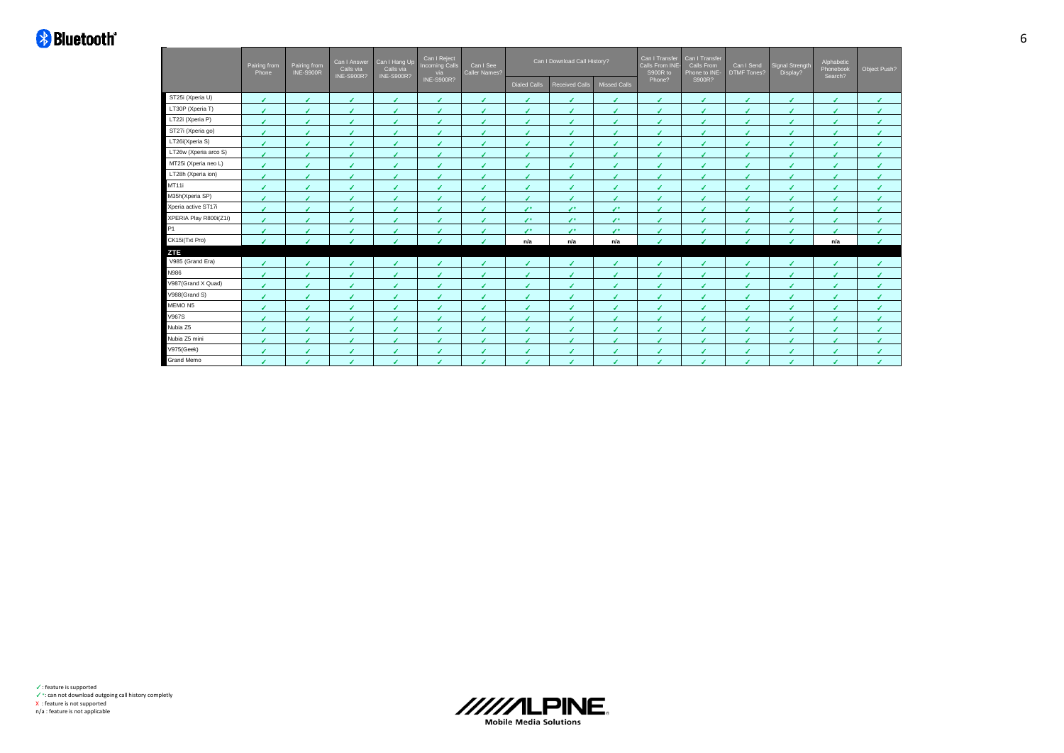# Bluetooth®

| | Pairing from Phone | Pairing from INE-S900R | Can I Answer Calls via INE-S900R? | Can I Hang Up Calls via INE-S900R? | Can I Reject Incoming Calls via INE-S900R? | Can I See Caller Names? | Can I Download Call History? | | | Can I Transfer Calls From INE-S900R to Phone? | Can I Transfer Calls From Phone to INE-S900R? | Can I Send DTMF Tones? | Signal Strength Display? | Alphabetic Phonebook Search? | Object Push? |
|---|---|---|---|---|---|---|---|---|---|---|---|---|---|---|---|
| | | | | | | | Dialed Calls | Received Calls | Missed Calls | | | | | | |
| ST25i (Xperia U) | ✓ | ✓ | ✓ | ✓ | ✓ | ✓ | ✓ | ✓ | ✓ | ✓ | ✓ | ✓ | ✓ | ✓ | ✓ |
| LT30P (Xperia T) | ✓ | ✓ | ✓ | ✓ | ✓ | ✓ | ✓ | ✓ | ✓ | ✓ | ✓ | ✓ | ✓ | ✓ | ✓ |
| LT22i (Xperia P) | ✓ | ✓ | ✓ | ✓ | ✓ | ✓ | ✓ | ✓ | ✓ | ✓ | ✓ | ✓ | ✓ | ✓ | ✓ |
| ST27i (Xperia go) | ✓ | ✓ | ✓ | ✓ | ✓ | ✓ | ✓ | ✓ | ✓ | ✓ | ✓ | ✓ | ✓ | ✓ | ✓ |
| LT26i(Xperia S) | ✓ | ✓ | ✓ | ✓ | ✓ | ✓ | ✓ | ✓ | ✓ | ✓ | ✓ | ✓ | ✓ | ✓ | ✓ |
| LT26w (Xperia arco S) | ✓ | ✓ | ✓ | ✓ | ✓ | ✓ | ✓ | ✓ | ✓ | ✓ | ✓ | ✓ | ✓ | ✓ | ✓ |
| MT25i (Xperia neo L) | ✓ | ✓ | ✓ | ✓ | ✓ | ✓ | ✓ | ✓ | ✓ | ✓ | ✓ | ✓ | ✓ | ✓ | ✓ |
| LT28h (Xperia ion) | ✓ | ✓ | ✓ | ✓ | ✓ | ✓ | ✓ | ✓ | ✓ | ✓ | ✓ | ✓ | ✓ | ✓ | ✓ |
| MT11i | ✓ | ✓ | ✓ | ✓ | ✓ | ✓ | ✓ | ✓ | ✓ | ✓ | ✓ | ✓ | ✓ | ✓ | ✓ |
| M35h(Xperia SP) | ✓ | ✓ | ✓ | ✓ | ✓ | ✓ | ✓ | ✓ | ✓ | ✓ | ✓ | ✓ | ✓ | ✓ | ✓ |
| Xperia active ST17i | ✓ | ✓ | ✓ | ✓ | ✓ | ✓ | ✓* | ✓* | ✓* | ✓ | ✓ | ✓ | ✓ | ✓ | ✓ |
| XPERIA Play R800i(Z1i) | ✓ | ✓ | ✓ | ✓ | ✓ | ✓ | ✓* | ✓* | ✓* | ✓ | ✓ | ✓ | ✓ | ✓ | ✓ |
| P1 | ✓ | ✓ | ✓ | ✓ | ✓ | ✓ | ✓* | ✓* | ✓* | ✓ | ✓ | ✓ | ✓ | ✓ | ✓ |
| CK15i(Txt Pro) | ✓ | ✓ | ✓ | ✓ | ✓ | ✓ | n/a | n/a | n/a | ✓ | ✓ | ✓ | ✓ | n/a | ✓ |
| **ZTE** | | | | | | | | | | | | | | | |
| V985 (Grand Era) | ✓ | ✓ | ✓ | ✓ | ✓ | ✓ | ✓ | ✓ | ✓ | ✓ | ✓ | ✓ | ✓ | ✓ | ✓ |
| N986 | ✓ | ✓ | ✓ | ✓ | ✓ | ✓ | ✓ | ✓ | ✓ | ✓ | ✓ | ✓ | ✓ | ✓ | ✓ |
| V987(Grand X Quad) | ✓ | ✓ | ✓ | ✓ | ✓ | ✓ | ✓ | ✓ | ✓ | ✓ | ✓ | ✓ | ✓ | ✓ | ✓ |
| V988(Grand S) | ✓ | ✓ | ✓ | ✓ | ✓ | ✓ | ✓ | ✓ | ✓ | ✓ | ✓ | ✓ | ✓ | ✓ | ✓ |
| MEMO N5 | ✓ | ✓ | ✓ | ✓ | ✓ | ✓ | ✓ | ✓ | ✓ | ✓ | ✓ | ✓ | ✓ | ✓ | ✓ |
| V967S | ✓ | ✓ | ✓ | ✓ | ✓ | ✓ | ✓ | ✓ | ✓ | ✓ | ✓ | ✓ | ✓ | ✓ | ✓ |
| Nubia Z5 | ✓ | ✓ | ✓ | ✓ | ✓ | ✓ | ✓ | ✓ | ✓ | ✓ | ✓ | ✓ | ✓ | ✓ | ✓ |
| Nubia Z5 mini | ✓ | ✓ | ✓ | ✓ | ✓ | ✓ | ✓ | ✓ | ✓ | ✓ | ✓ | ✓ | ✓ | ✓ | ✓ |
| V975(Geek) | ✓ | ✓ | ✓ | ✓ | ✓ | ✓ | ✓ | ✓ | ✓ | ✓ | ✓ | ✓ | ✓ | ✓ | ✓ |
| Grand Memo | ✓ | ✓ | ✓ | ✓ | ✓ | ✓ | ✓ | ✓ | ✓ | ✓ | ✓ | ✓ | ✓ | ✓ | ✓ |

✓ : feature is supported
✓*: can not download outgoing call history completly
X : feature is not supported
n/a : feature is not applicable

ALPINE Mobile Media Solutions